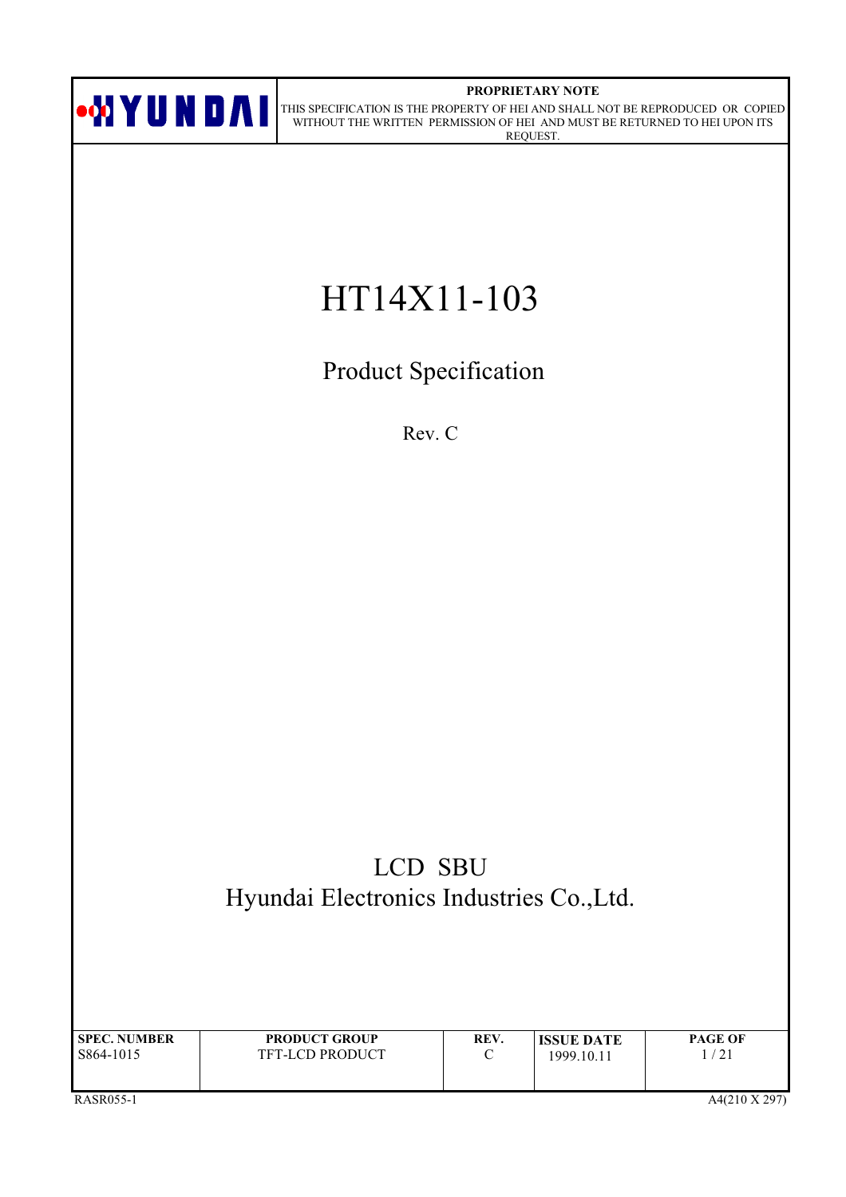HYUNDAI

**PROPRIETARY NOTE**

THIS SPECIFICATION IS THE PROPERTY OF HEI AND SHALL NOT BE REPRODUCED OR COPIED WITHOUT THE WRITTEN PERMISSION OF HEI AND MUST BE RETURNED TO HEI UPON ITS REQUEST.

# HT14X11-103

## Product Specification

Rev. C

LCD SBU

Hyundai Electronics Industries Co.,Ltd.

| SPEC. NUMBER | PRODUCT GROUP | REV. | ISSUE DATE | PAGE OF |
|---|---|---|---|---|
| S864-1015 | TFT-LCD PRODUCT | C | 1999.10.11 | 1 / 21 |

RASR055-1 A4(210 X 297)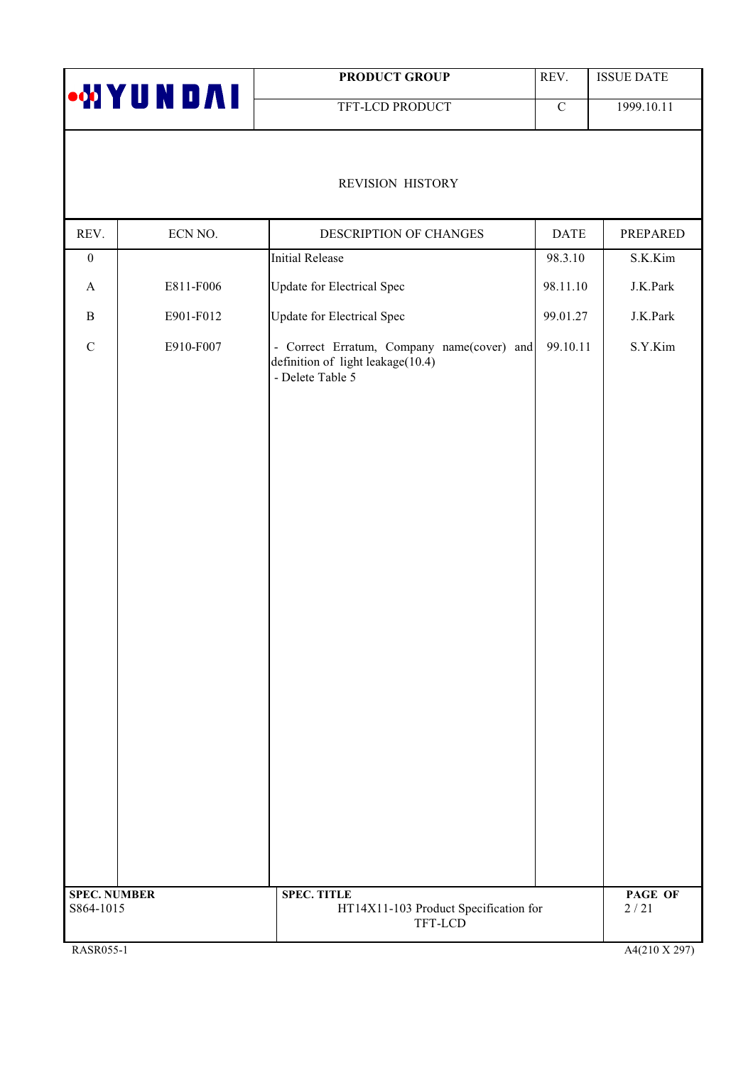# REVISION HISTORY

| REV. | ECN NO. | DESCRIPTION OF CHANGES | DATE | PREPARED |
|---|---|---|---|---|
| 0 | | Initial Release | 98.3.10 | S.K.Kim |
| A | E811-F006 | Update for Electrical Spec | 98.11.10 | J.K.Park |
| B | E901-F012 | Update for Electrical Spec | 99.01.27 | J.K.Park |
| C | E910-F007 | - Correct Erratum, Company name(cover) and definition of light leakage(10.4)<br>- Delete Table 5 | 99.10.11 | S.Y.Kim |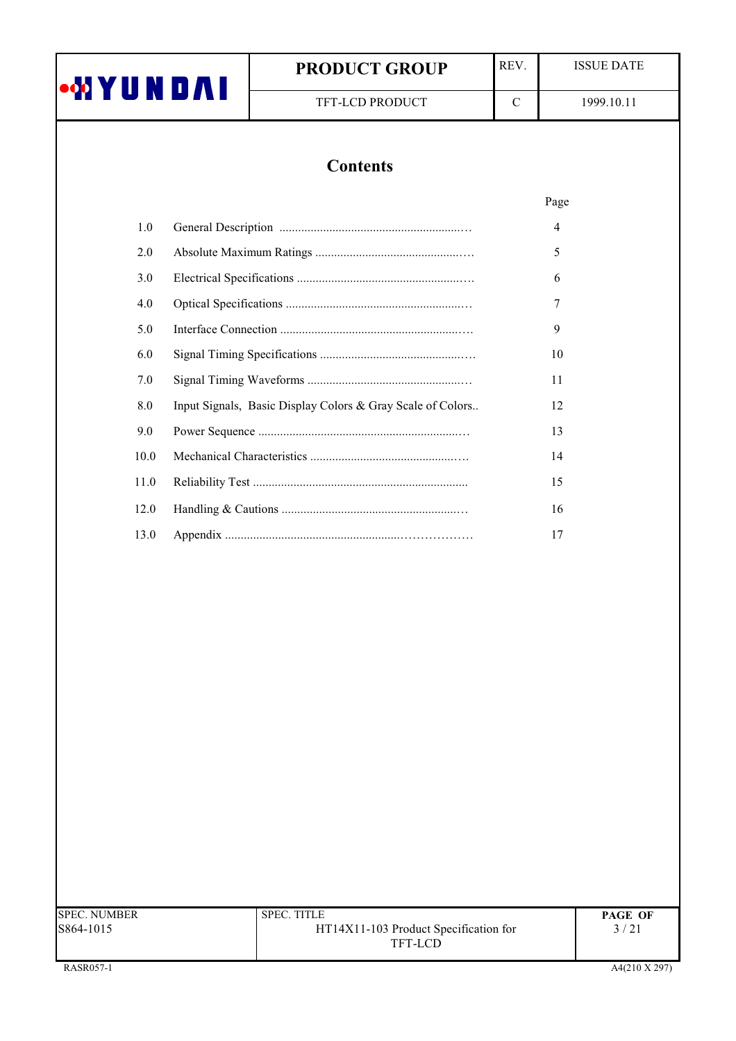# Contents

| | | Page |
|---|---|---|
| 1.0 | General Description | 4 |
| 2.0 | Absolute Maximum Ratings | 5 |
| 3.0 | Electrical Specifications | 6 |
| 4.0 | Optical Specifications | 7 |
| 5.0 | Interface Connection | 9 |
| 6.0 | Signal Timing Specifications | 10 |
| 7.0 | Signal Timing Waveforms | 11 |
| 8.0 | Input Signals, Basic Display Colors & Gray Scale of Colors | 12 |
| 9.0 | Power Sequence | 13 |
| 10.0 | Mechanical Characteristics | 14 |
| 11.0 | Reliability Test | 15 |
| 12.0 | Handling & Cautions | 16 |
| 13.0 | Appendix | 17 |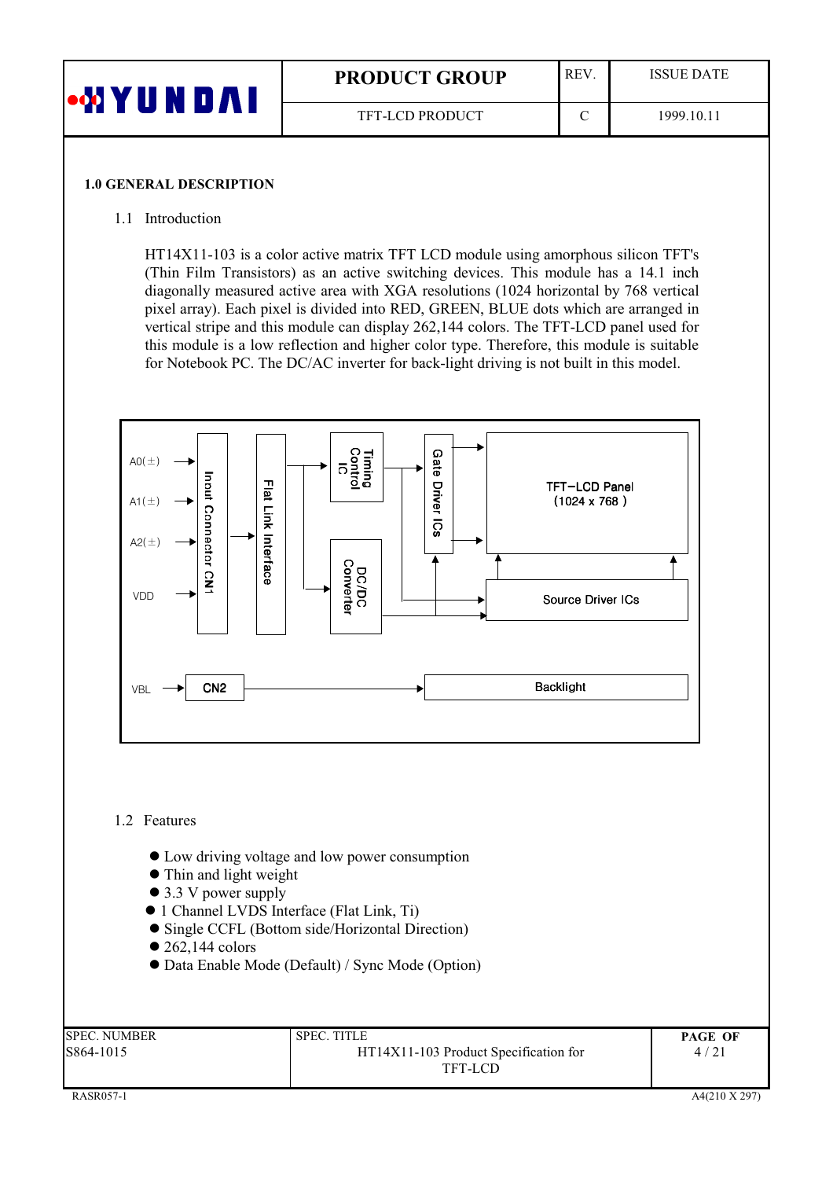## 1.0 GENERAL DESCRIPTION

### 1.1 Introduction

HT14X11-103 is a color active matrix TFT LCD module using amorphous silicon TFT's (Thin Film Transistors) as an active switching devices. This module has a 14.1 inch diagonally measured active area with XGA resolutions (1024 horizontal by 768 vertical pixel array). Each pixel is divided into RED, GREEN, BLUE dots which are arranged in vertical stripe and this module can display 262,144 colors. The TFT-LCD panel used for this module is a low reflection and higher color type. Therefore, this module is suitable for Notebook PC. The DC/AC inverter for back-light driving is not built in this model.

A0(±)
A1(±)
A2(±)
VDD

Input Connector CN1

Flat Link Interface

Timing Control IC

DC/DC Converter

Gate Driver ICs

TFT-LCD Panel (1024 x 768 )

Source Driver ICs

VBL

CN2

Backlight

### 1.2 Features

- Low driving voltage and low power consumption
- Thin and light weight
- 3.3 V power supply
- 1 Channel LVDS Interface (Flat Link, Ti)
- Single CCFL (Bottom side/Horizontal Direction)
- 262,144 colors
- Data Enable Mode (Default) / Sync Mode (Option)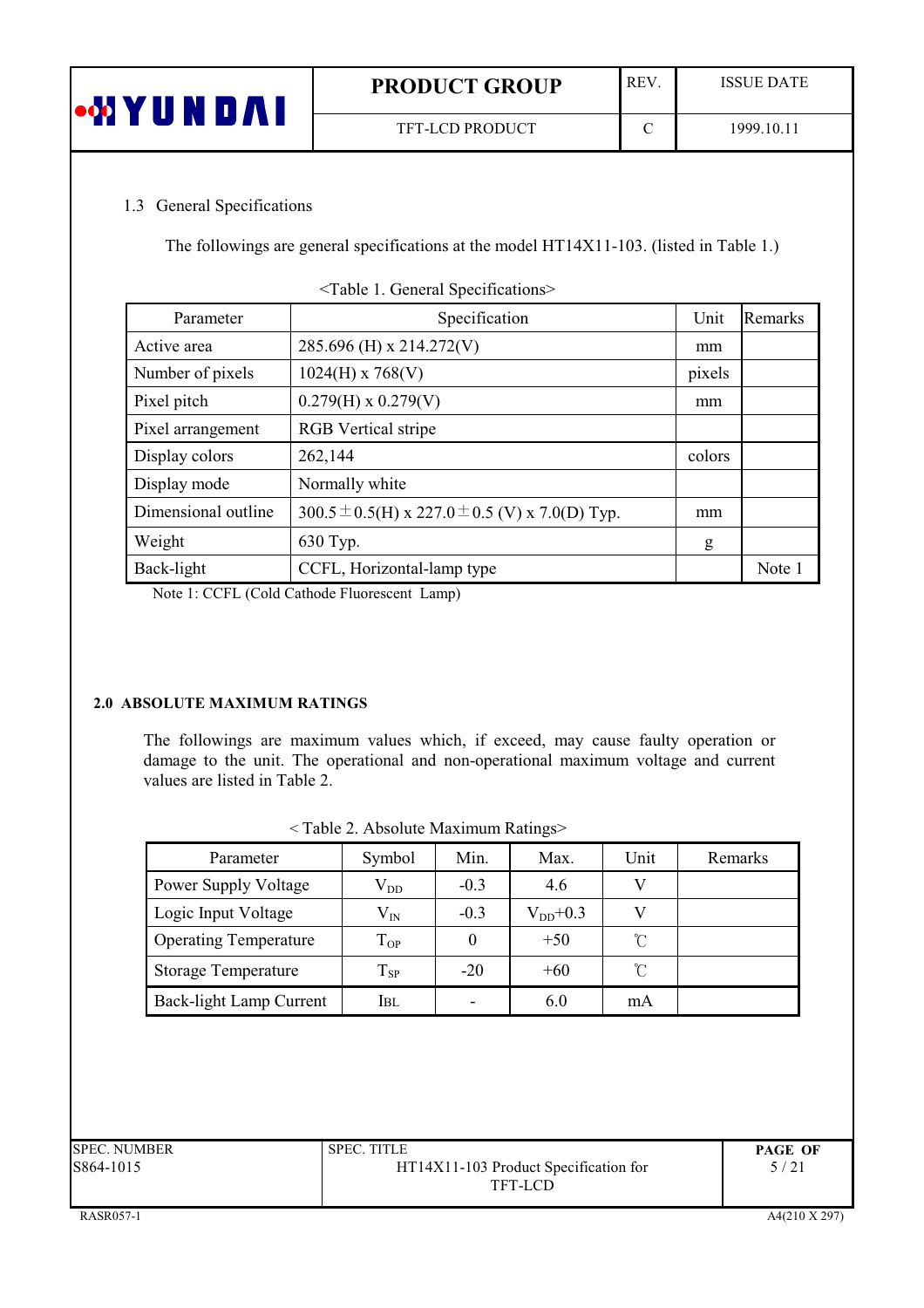### 1.3 General Specifications

The followings are general specifications at the model HT14X11-103. (listed in Table 1.)

<Table 1. General Specifications>

| Parameter | Specification | Unit | Remarks |
|---|---|---|---|
| Active area | 285.696 (H) x 214.272(V) | mm | |
| Number of pixels | 1024(H) x 768(V) | pixels | |
| Pixel pitch | 0.279(H) x 0.279(V) | mm | |
| Pixel arrangement | RGB Vertical stripe | | |
| Display colors | 262,144 | colors | |
| Display mode | Normally white | | |
| Dimensional outline | 300.5±0.5(H) x 227.0±0.5 (V) x 7.0(D) Typ. | mm | |
| Weight | 630 Typ. | g | |
| Back-light | CCFL, Horizontal-lamp type | | Note 1 |

Note 1: CCFL (Cold Cathode Fluorescent Lamp)

## 2.0 ABSOLUTE MAXIMUM RATINGS

The followings are maximum values which, if exceed, may cause faulty operation or damage to the unit. The operational and non-operational maximum voltage and current values are listed in Table 2.

< Table 2. Absolute Maximum Ratings>

| Parameter | Symbol | Min. | Max. | Unit | Remarks |
|---|---|---|---|---|---|
| Power Supply Voltage | $V_{DD}$ | -0.3 | 4.6 | V | |
| Logic Input Voltage | $V_{IN}$ | -0.3 | $V_{DD}$+0.3 | V | |
| Operating Temperature | $T_{OP}$ | 0 | +50 | ℃ | |
| Storage Temperature | $T_{SP}$ | -20 | +60 | ℃ | |
| Back-light Lamp Current | IBL | - | 6.0 | mA | |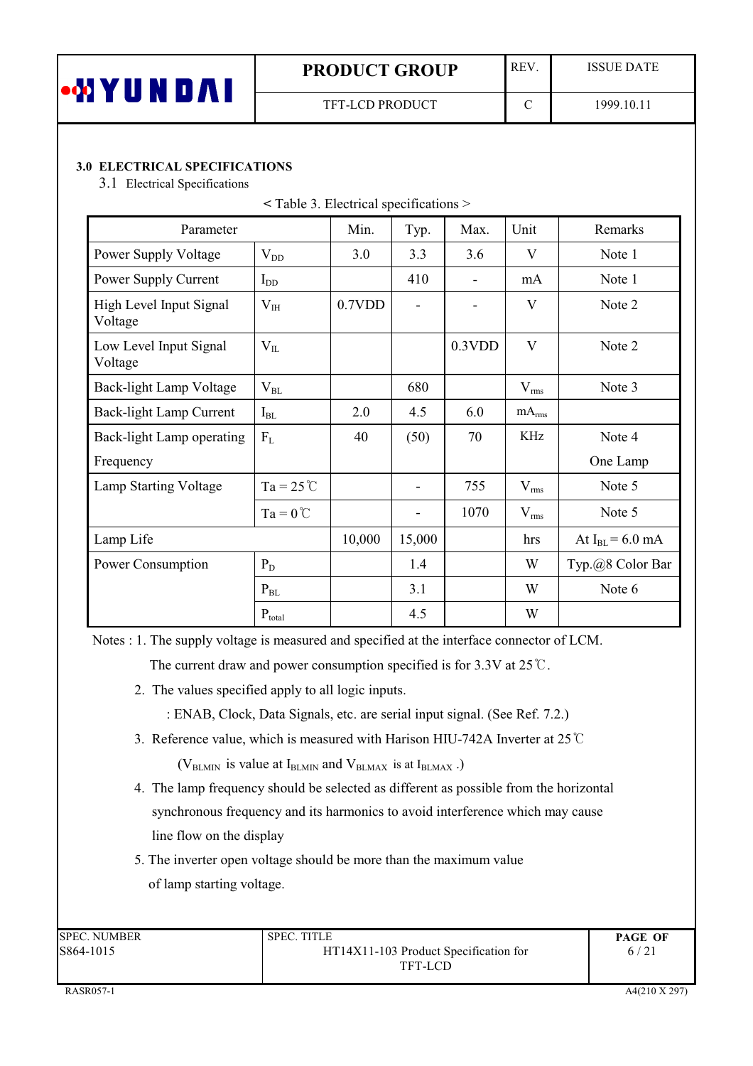## 3.0 ELECTRICAL SPECIFICATIONS

### 3.1 Electrical Specifications

< Table 3. Electrical specifications >

| Parameter | | Min. | Typ. | Max. | Unit | Remarks |
|---|---|---|---|---|---|---|
| Power Supply Voltage | $V_{DD}$ | 3.0 | 3.3 | 3.6 | V | Note 1 |
| Power Supply Current | $I_{DD}$ | | 410 | - | mA | Note 1 |
| High Level Input Signal Voltage | $V_{IH}$ | 0.7VDD | - | - | V | Note 2 |
| Low Level Input Signal Voltage | $V_{IL}$ | | | 0.3VDD | V | Note 2 |
| Back-light Lamp Voltage | $V_{BL}$ | | 680 | | $V_{rms}$ | Note 3 |
| Back-light Lamp Current | $I_{BL}$ | 2.0 | 4.5 | 6.0 | $mA_{rms}$ | |
| Back-light Lamp operating Frequency | $F_L$ | 40 | (50) | 70 | KHz | Note 4 One Lamp |
| Lamp Starting Voltage | Ta = 25℃ | | - | 755 | $V_{rms}$ | Note 5 |
| | Ta = 0℃ | | - | 1070 | $V_{rms}$ | Note 5 |
| Lamp Life | | 10,000 | 15,000 | | hrs | At $I_{BL}$ = 6.0 mA |
| Power Consumption | $P_D$ | | 1.4 | | W | Typ.@8 Color Bar |
| | $P_{BL}$ | | 3.1 | | W | Note 6 |
| | $P_{total}$ | | 4.5 | | W | |

Notes : 1. The supply voltage is measured and specified at the interface connector of LCM.
The current draw and power consumption specified is for 3.3V at 25℃.

2. The values specified apply to all logic inputs.
: ENAB, Clock, Data Signals, etc. are serial input signal. (See Ref. 7.2.)

3. Reference value, which is measured with Harison HIU-742A Inverter at 25℃
($V_{BLMIN}$ is value at $I_{BLMIN}$ and $V_{BLMAX}$ is at $I_{BLMAX}$ .)

4. The lamp frequency should be selected as different as possible from the horizontal synchronous frequency and its harmonics to avoid interference which may cause line flow on the display

5. The inverter open voltage should be more than the maximum value of lamp starting voltage.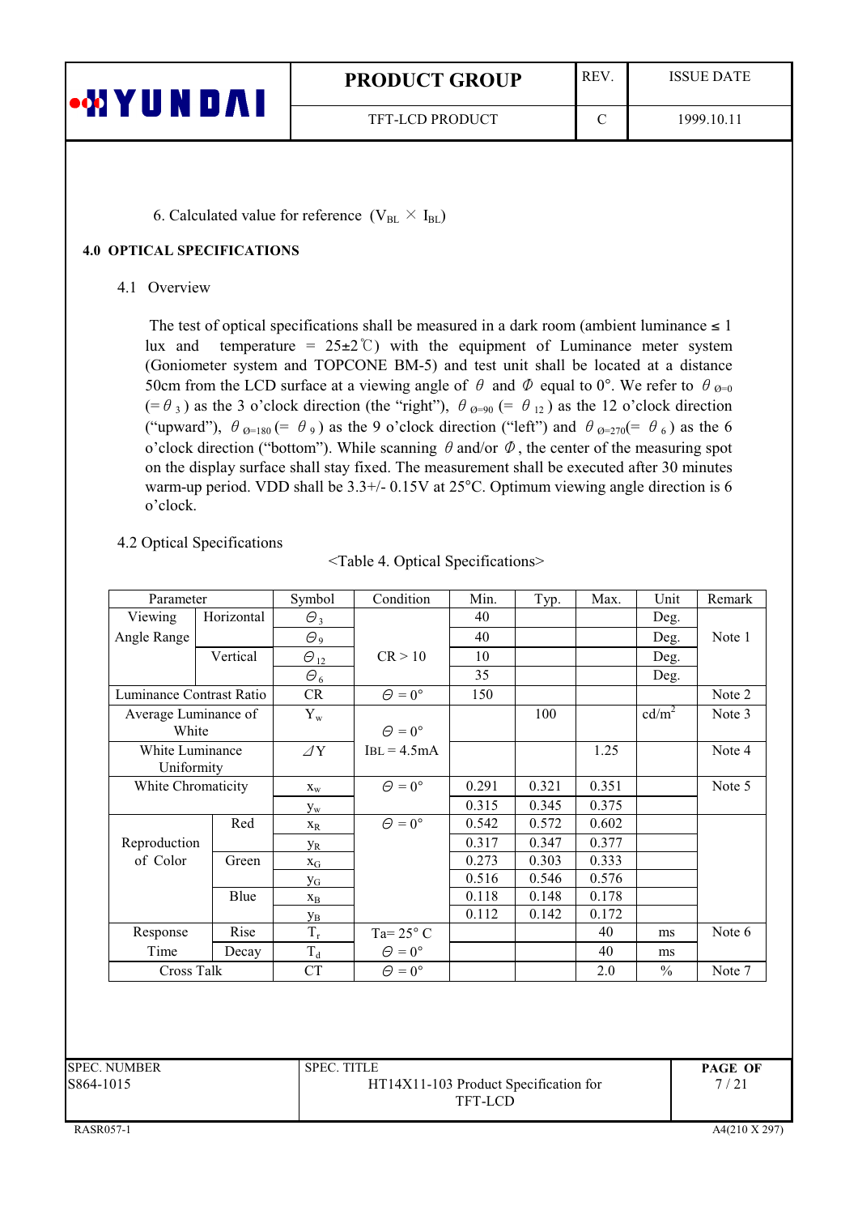6. Calculated value for reference ($V_{BL} \times I_{BL}$)

## 4.0 OPTICAL SPECIFICATIONS

### 4.1 Overview

The test of optical specifications shall be measured in a dark room (ambient luminance ≤ 1 lux and temperature = 25±2℃) with the equipment of Luminance meter system (Goniometer system and TOPCONE BM-5) and test unit shall be located at a distance 50cm from the LCD surface at a viewing angle of $\theta$ and $\Phi$ equal to 0°. We refer to $\theta_{\Phi=0}$ (= $\theta_3$) as the 3 o'clock direction (the "right"), $\theta_{\Phi=90}$ (= $\theta_{12}$) as the 12 o'clock direction ("upward"), $\theta_{\Phi=180}$ (= $\theta_9$) as the 9 o'clock direction ("left") and $\theta_{\Phi=270}$(= $\theta_6$) as the 6 o'clock direction ("bottom"). While scanning $\theta$ and/or $\Phi$, the center of the measuring spot on the display surface shall stay fixed. The measurement shall be executed after 30 minutes warm-up period. VDD shall be 3.3+/- 0.15V at 25°C. Optimum viewing angle direction is 6 o'clock.

### 4.2 Optical Specifications

<Table 4. Optical Specifications>

| Parameter | | Symbol | Condition | Min. | Typ. | Max. | Unit | Remark |
|---|---|---|---|---|---|---|---|---|
| Viewing Angle Range | Horizontal | $\Theta_3$ | CR > 10 | 40 | | | Deg. | Note 1 |
| | | $\Theta_9$ | | 40 | | | Deg. | |
| | Vertical | $\Theta_{12}$ | | 10 | | | Deg. | |
| | | $\Theta_6$ | | 35 | | | Deg. | |
| Luminance Contrast Ratio | | CR | $\Theta = 0°$ | 150 | | | | Note 2 |
| Average Luminance of White | | $Y_w$ | $\Theta = 0°$ IBL = 4.5mA | | 100 | | $cd/m^2$ | Note 3 |
| White Luminance Uniformity | | $\Delta Y$ | | | | 1.25 | | Note 4 |
| White Chromaticity | | $x_w$ | $\Theta = 0°$ | 0.291 | 0.321 | 0.351 | | Note 5 |
| | | $y_w$ | | 0.315 | 0.345 | 0.375 | | |
| Reproduction of Color | Red | $x_R$ | $\Theta = 0°$ | 0.542 | 0.572 | 0.602 | | |
| | | $y_R$ | | 0.317 | 0.347 | 0.377 | | |
| | Green | $x_G$ | | 0.273 | 0.303 | 0.333 | | |
| | | $y_G$ | | 0.516 | 0.546 | 0.576 | | |
| | Blue | $x_B$ | | 0.118 | 0.148 | 0.178 | | |
| | | $y_B$ | | 0.112 | 0.142 | 0.172 | | |
| Response Time | Rise | $T_r$ | Ta= 25° C $\Theta = 0°$ | | | 40 | ms | Note 6 |
| | Decay | $T_d$ | | | | 40 | ms | |
| Cross Talk | | CT | $\Theta = 0°$ | | | 2.0 | % | Note 7 |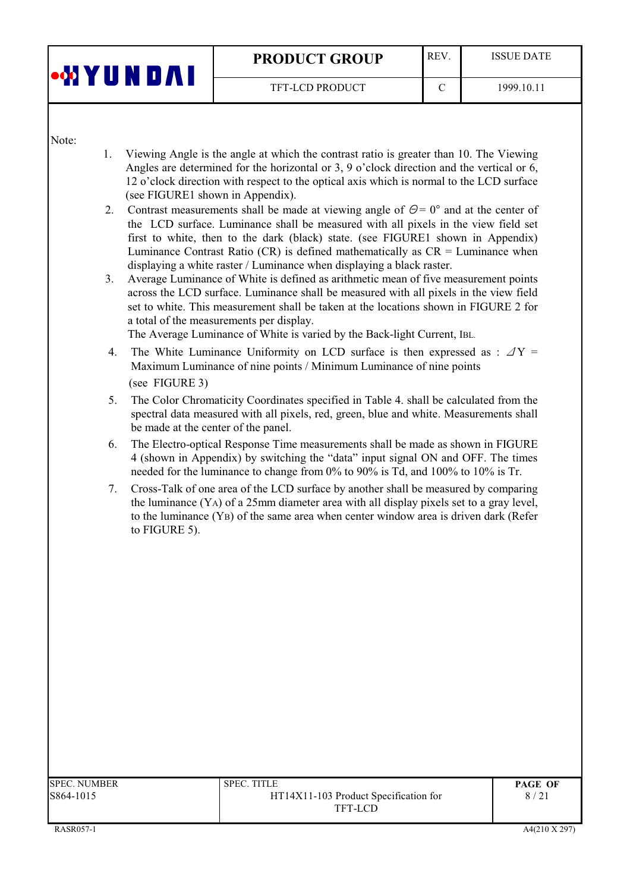Note:

1. Viewing Angle is the angle at which the contrast ratio is greater than 10. The Viewing Angles are determined for the horizontal or 3, 9 o'clock direction and the vertical or 6, 12 o'clock direction with respect to the optical axis which is normal to the LCD surface (see FIGURE1 shown in Appendix).
2. Contrast measurements shall be made at viewing angle of $\Theta = 0°$ and at the center of the LCD surface. Luminance shall be measured with all pixels in the view field set first to white, then to the dark (black) state. (see FIGURE1 shown in Appendix) Luminance Contrast Ratio (CR) is defined mathematically as CR = Luminance when displaying a white raster / Luminance when displaying a black raster.
3. Average Luminance of White is defined as arithmetic mean of five measurement points across the LCD surface. Luminance shall be measured with all pixels in the view field set to white. This measurement shall be taken at the locations shown in FIGURE 2 for a total of the measurements per display.
   The Average Luminance of White is varied by the Back-light Current, $I_{BL}$.
4. The White Luminance Uniformity on LCD surface is then expressed as : $\Delta Y$ = Maximum Luminance of nine points / Minimum Luminance of nine points
   (see FIGURE 3)
5. The Color Chromaticity Coordinates specified in Table 4. shall be calculated from the spectral data measured with all pixels, red, green, blue and white. Measurements shall be made at the center of the panel.
6. The Electro-optical Response Time measurements shall be made as shown in FIGURE 4 (shown in Appendix) by switching the "data" input signal ON and OFF. The times needed for the luminance to change from 0% to 90% is Td, and 100% to 10% is Tr.
7. Cross-Talk of one area of the LCD surface by another shall be measured by comparing the luminance ($Y_A$) of a 25mm diameter area with all display pixels set to a gray level, to the luminance ($Y_B$) of the same area when center window area is driven dark (Refer to FIGURE 5).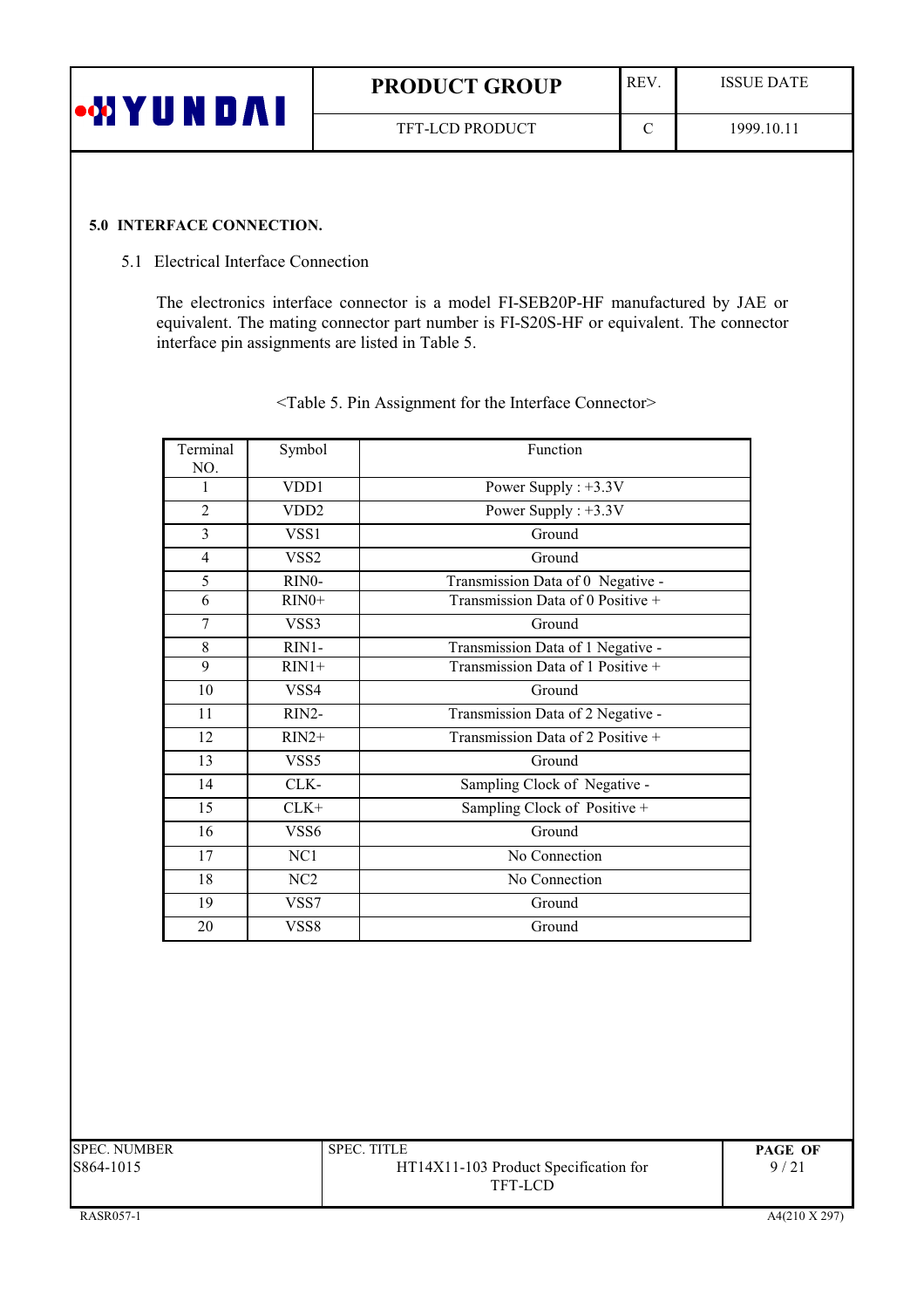## 5.0 INTERFACE CONNECTION.

### 5.1 Electrical Interface Connection

The electronics interface connector is a model FI-SEB20P-HF manufactured by JAE or equivalent. The mating connector part number is FI-S20S-HF or equivalent. The connector interface pin assignments are listed in Table 5.

<Table 5. Pin Assignment for the Interface Connector>

| Terminal NO. | Symbol | Function |
|---|---|---|
| 1 | VDD1 | Power Supply : +3.3V |
| 2 | VDD2 | Power Supply : +3.3V |
| 3 | VSS1 | Ground |
| 4 | VSS2 | Ground |
| 5 | RIN0- | Transmission Data of 0 Negative - |
| 6 | RIN0+ | Transmission Data of 0 Positive + |
| 7 | VSS3 | Ground |
| 8 | RIN1- | Transmission Data of 1 Negative - |
| 9 | RIN1+ | Transmission Data of 1 Positive + |
| 10 | VSS4 | Ground |
| 11 | RIN2- | Transmission Data of 2 Negative - |
| 12 | RIN2+ | Transmission Data of 2 Positive + |
| 13 | VSS5 | Ground |
| 14 | CLK- | Sampling Clock of Negative - |
| 15 | CLK+ | Sampling Clock of Positive + |
| 16 | VSS6 | Ground |
| 17 | NC1 | No Connection |
| 18 | NC2 | No Connection |
| 19 | VSS7 | Ground |
| 20 | VSS8 | Ground |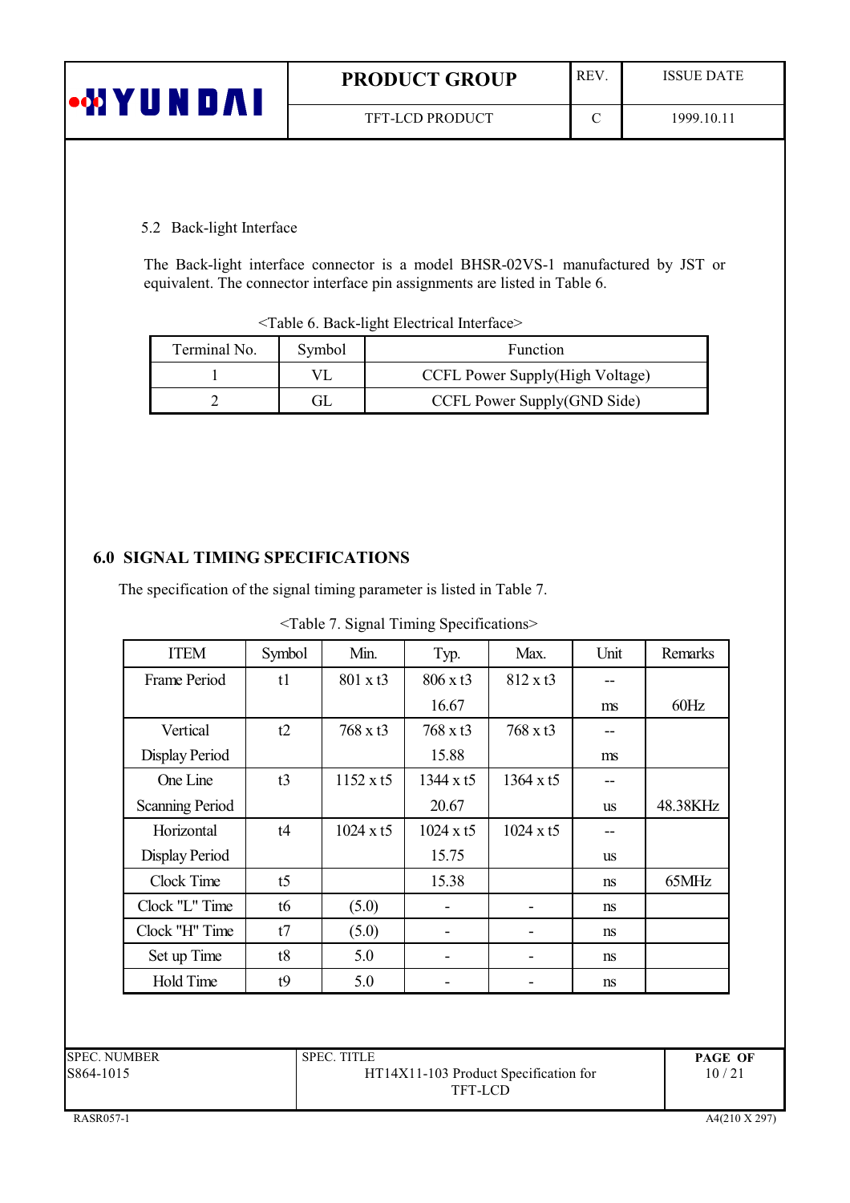5.2 Back-light Interface

The Back-light interface connector is a model BHSR-02VS-1 manufactured by JST or equivalent. The connector interface pin assignments are listed in Table 6.

<Table 6. Back-light Electrical Interface>

| Terminal No. | Symbol | Function |
|---|---|---|
| 1 | VL | CCFL Power Supply(High Voltage) |
| 2 | GL | CCFL Power Supply(GND Side) |

## 6.0 SIGNAL TIMING SPECIFICATIONS

The specification of the signal timing parameter is listed in Table 7.

<Table 7. Signal Timing Specifications>

| ITEM | Symbol | Min. | Typ. | Max. | Unit | Remarks |
|---|---|---|---|---|---|---|
| Frame Period | t1 | 801 x t3 | 806 x t3 | 812 x t3 | -- | |
| | | | 16.67 | | ms | 60Hz |
| Vertical Display Period | t2 | 768 x t3 | 768 x t3 | 768 x t3 | -- | |
| | | | 15.88 | | ms | |
| One Line Scanning Period | t3 | 1152 x t5 | 1344 x t5 | 1364 x t5 | -- | |
| | | | 20.67 | | us | 48.38KHz |
| Horizontal Display Period | t4 | 1024 x t5 | 1024 x t5 | 1024 x t5 | -- | |
| | | | 15.75 | | us | |
| Clock Time | t5 | | 15.38 | | ns | 65MHz |
| Clock "L" Time | t6 | (5.0) | - | - | ns | |
| Clock "H" Time | t7 | (5.0) | - | - | ns | |
| Set up Time | t8 | 5.0 | - | - | ns | |
| Hold Time | t9 | 5.0 | - | - | ns | |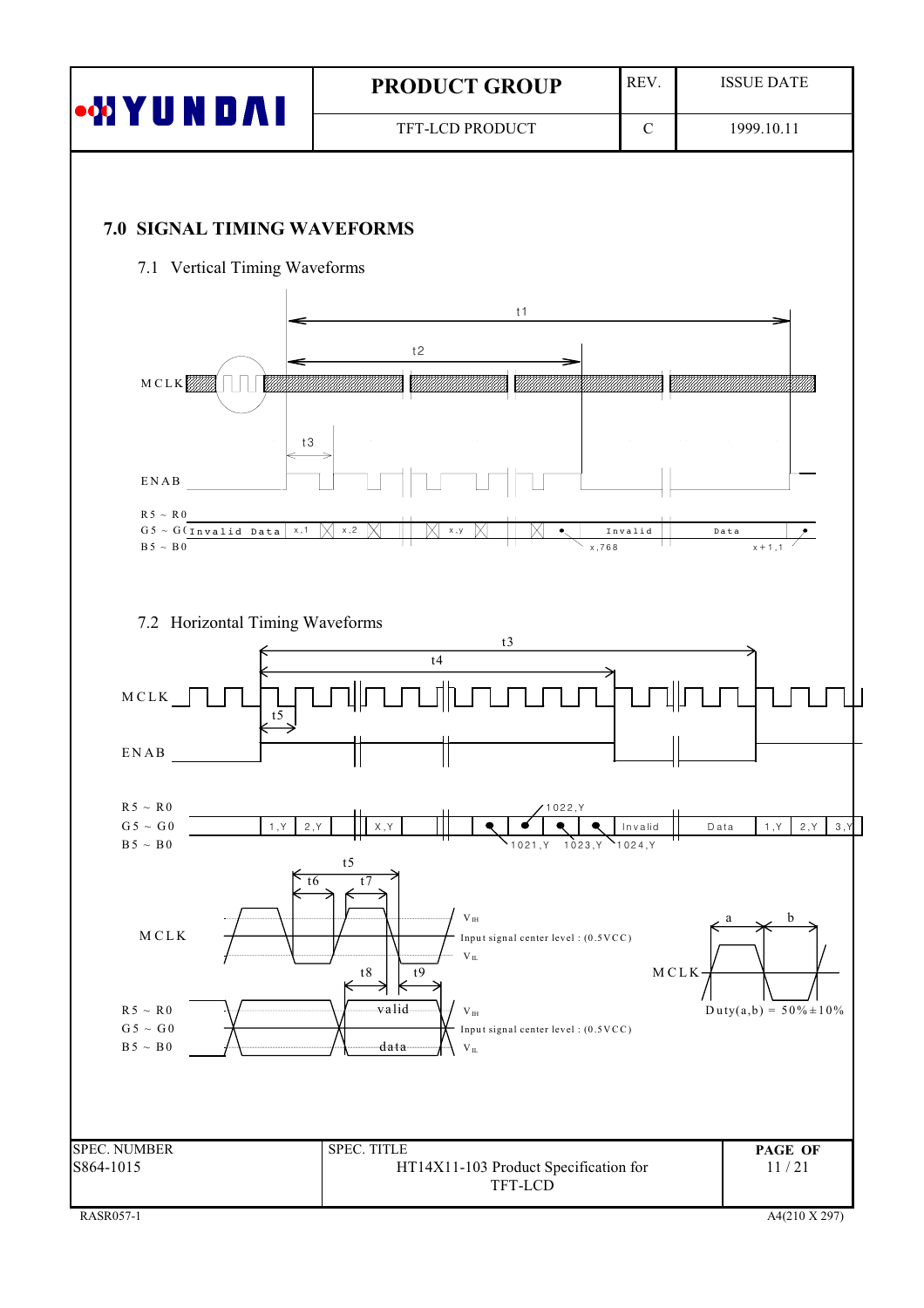## 7.0 SIGNAL TIMING WAVEFORMS

### 7.1 Vertical Timing Waveforms

t1

t2

MCLK

t3

ENAB

R5 ~ R0
G5 ~ G0 Invalid Data x,1 x,2 x,y Invalid Data
B5 ~ B0 x,768 x+1,1

### 7.2 Horizontal Timing Waveforms

t3

t4

MCLK

t5

ENAB

R5 ~ R0 1022,Y
G5 ~ G0 1,Y 2,Y X,Y Invalid Data 1,Y 2,Y 3,Y
B5 ~ B0 1021,Y 1023,Y 1024,Y

t5

t6 t7

MCLK

$V_{IH}$

Input signal center level : (0.5VCC)

$V_{IL}$

t8 t9

R5 ~ R0
G5 ~ G0 valid data
B5 ~ B0

$V_{IH}$

Input signal center level : (0.5VCC)

$V_{IL}$

a b

MCLK

Duty(a,b) = 50%±10%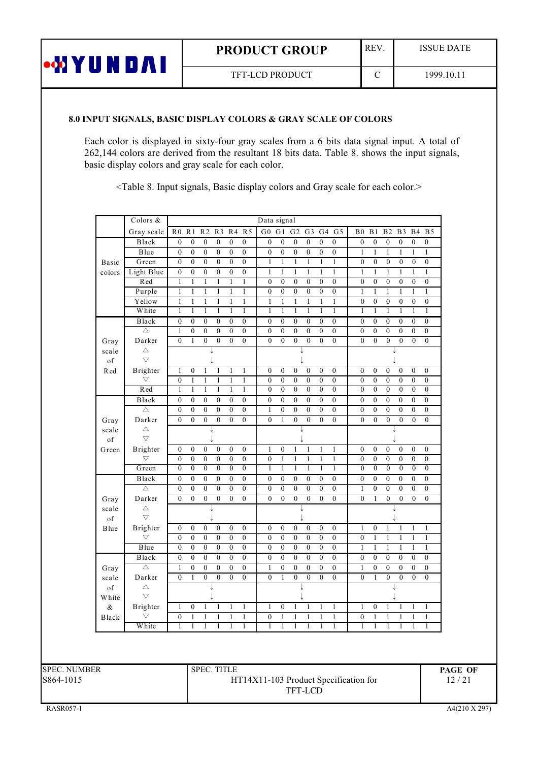## 8.0 INPUT SIGNALS, BASIC DISPLAY COLORS & GRAY SCALE OF COLORS

Each color is displayed in sixty-four gray scales from a 6 bits data signal input. A total of 262,144 colors are derived from the resultant 18 bits data. Table 8. shows the input signals, basic display colors and gray scale for each color.

<Table 8. Input signals, Basic display colors and Gray scale for each color.>

| | Colors & Gray scale | R0 | R1 | R2 | R3 | R4 | R5 | G0 | G1 | G2 | G3 | G4 | G5 | B0 | B1 | B2 | B3 | B4 | B5 |
|---|---|---|---|---|---|---|---|---|---|---|---|---|---|---|---|---|---|---|---|
| Basic colors | Black | 0 | 0 | 0 | 0 | 0 | 0 | 0 | 0 | 0 | 0 | 0 | 0 | 0 | 0 | 0 | 0 | 0 | 0 |
| | Blue | 0 | 0 | 0 | 0 | 0 | 0 | 0 | 0 | 0 | 0 | 0 | 0 | 1 | 1 | 1 | 1 | 1 | 1 |
| | Green | 0 | 0 | 0 | 0 | 0 | 0 | 1 | 1 | 1 | 1 | 1 | 1 | 0 | 0 | 0 | 0 | 0 | 0 |
| | Light Blue | 0 | 0 | 0 | 0 | 0 | 0 | 1 | 1 | 1 | 1 | 1 | 1 | 1 | 1 | 1 | 1 | 1 | 1 |
| | Red | 1 | 1 | 1 | 1 | 1 | 1 | 0 | 0 | 0 | 0 | 0 | 0 | 0 | 0 | 0 | 0 | 0 | 0 |
| | Purple | 1 | 1 | 1 | 1 | 1 | 1 | 0 | 0 | 0 | 0 | 0 | 0 | 1 | 1 | 1 | 1 | 1 | 1 |
| | Yellow | 1 | 1 | 1 | 1 | 1 | 1 | 1 | 1 | 1 | 1 | 1 | 1 | 0 | 0 | 0 | 0 | 0 | 0 |
| | White | 1 | 1 | 1 | 1 | 1 | 1 | 1 | 1 | 1 | 1 | 1 | 1 | 1 | 1 | 1 | 1 | 1 | 1 |
| Gray scale of Red | Black | 0 | 0 | 0 | 0 | 0 | 0 | 0 | 0 | 0 | 0 | 0 | 0 | 0 | 0 | 0 | 0 | 0 | 0 |
| | △ | 1 | 0 | 0 | 0 | 0 | 0 | 0 | 0 | 0 | 0 | 0 | 0 | 0 | 0 | 0 | 0 | 0 | 0 |
| | Darker | 0 | 1 | 0 | 0 | 0 | 0 | 0 | 0 | 0 | 0 | 0 | 0 | 0 | 0 | 0 | 0 | 0 | 0 |
| | △ | | | ↓ | | | | | | ↓ | | | | | | ↓ | | | |
| | ▽ | | | ↓ | | | | | | ↓ | | | | | | ↓ | | | |
| | Brighter | 1 | 0 | 1 | 1 | 1 | 1 | 0 | 0 | 0 | 0 | 0 | 0 | 0 | 0 | 0 | 0 | 0 | 0 |
| | ▽ | 0 | 1 | 1 | 1 | 1 | 1 | 0 | 0 | 0 | 0 | 0 | 0 | 0 | 0 | 0 | 0 | 0 | 0 |
| | Red | 1 | 1 | 1 | 1 | 1 | 1 | 0 | 0 | 0 | 0 | 0 | 0 | 0 | 0 | 0 | 0 | 0 | 0 |
| Gray scale of Green | Black | 0 | 0 | 0 | 0 | 0 | 0 | 0 | 0 | 0 | 0 | 0 | 0 | 0 | 0 | 0 | 0 | 0 | 0 |
| | △ | 0 | 0 | 0 | 0 | 0 | 0 | 1 | 0 | 0 | 0 | 0 | 0 | 0 | 0 | 0 | 0 | 0 | 0 |
| | Darker | 0 | 0 | 0 | 0 | 0 | 0 | 0 | 1 | 0 | 0 | 0 | 0 | 0 | 0 | 0 | 0 | 0 | 0 |
| | △ | | | ↓ | | | | | | ↓ | | | | | | ↓ | | | |
| | ▽ | | | ↓ | | | | | | ↓ | | | | | | ↓ | | | |
| | Brighter | 0 | 0 | 0 | 0 | 0 | 0 | 1 | 0 | 1 | 1 | 1 | 1 | 0 | 0 | 0 | 0 | 0 | 0 |
| | ▽ | 0 | 0 | 0 | 0 | 0 | 0 | 0 | 1 | 1 | 1 | 1 | 1 | 0 | 0 | 0 | 0 | 0 | 0 |
| | Green | 0 | 0 | 0 | 0 | 0 | 0 | 1 | 1 | 1 | 1 | 1 | 1 | 0 | 0 | 0 | 0 | 0 | 0 |
| Gray scale of Blue | Black | 0 | 0 | 0 | 0 | 0 | 0 | 0 | 0 | 0 | 0 | 0 | 0 | 0 | 0 | 0 | 0 | 0 | 0 |
| | △ | 0 | 0 | 0 | 0 | 0 | 0 | 0 | 0 | 0 | 0 | 0 | 0 | 1 | 0 | 0 | 0 | 0 | 0 |
| | Darker | 0 | 0 | 0 | 0 | 0 | 0 | 0 | 0 | 0 | 0 | 0 | 0 | 0 | 1 | 0 | 0 | 0 | 0 |
| | △ | | | ↓ | | | | | | ↓ | | | | | | ↓ | | | |
| | ▽ | | | ↓ | | | | | | ↓ | | | | | | ↓ | | | |
| | Brighter | 0 | 0 | 0 | 0 | 0 | 0 | 0 | 0 | 0 | 0 | 0 | 0 | 1 | 0 | 1 | 1 | 1 | 1 |
| | ▽ | 0 | 0 | 0 | 0 | 0 | 0 | 0 | 0 | 0 | 0 | 0 | 0 | 0 | 1 | 1 | 1 | 1 | 1 |
| | Blue | 0 | 0 | 0 | 0 | 0 | 0 | 0 | 0 | 0 | 0 | 0 | 0 | 1 | 1 | 1 | 1 | 1 | 1 |
| Gray scale of White & Black | Black | 0 | 0 | 0 | 0 | 0 | 0 | 0 | 0 | 0 | 0 | 0 | 0 | 0 | 0 | 0 | 0 | 0 | 0 |
| | △ | 1 | 0 | 0 | 0 | 0 | 0 | 1 | 0 | 0 | 0 | 0 | 0 | 1 | 0 | 0 | 0 | 0 | 0 |
| | Darker | 0 | 1 | 0 | 0 | 0 | 0 | 0 | 1 | 0 | 0 | 0 | 0 | 0 | 1 | 0 | 0 | 0 | 0 |
| | △ | | | ↓ | | | | | | ↓ | | | | | | ↓ | | | |
| | ▽ | | | ↓ | | | | | | ↓ | | | | | | ↓ | | | |
| | Brighter | 1 | 0 | 1 | 1 | 1 | 1 | 1 | 0 | 1 | 1 | 1 | 1 | 1 | 0 | 1 | 1 | 1 | 1 |
| | ▽ | 0 | 1 | 1 | 1 | 1 | 1 | 0 | 1 | 1 | 1 | 1 | 1 | 0 | 1 | 1 | 1 | 1 | 1 |
| | White | 1 | 1 | 1 | 1 | 1 | 1 | 1 | 1 | 1 | 1 | 1 | 1 | 1 | 1 | 1 | 1 | 1 | 1 |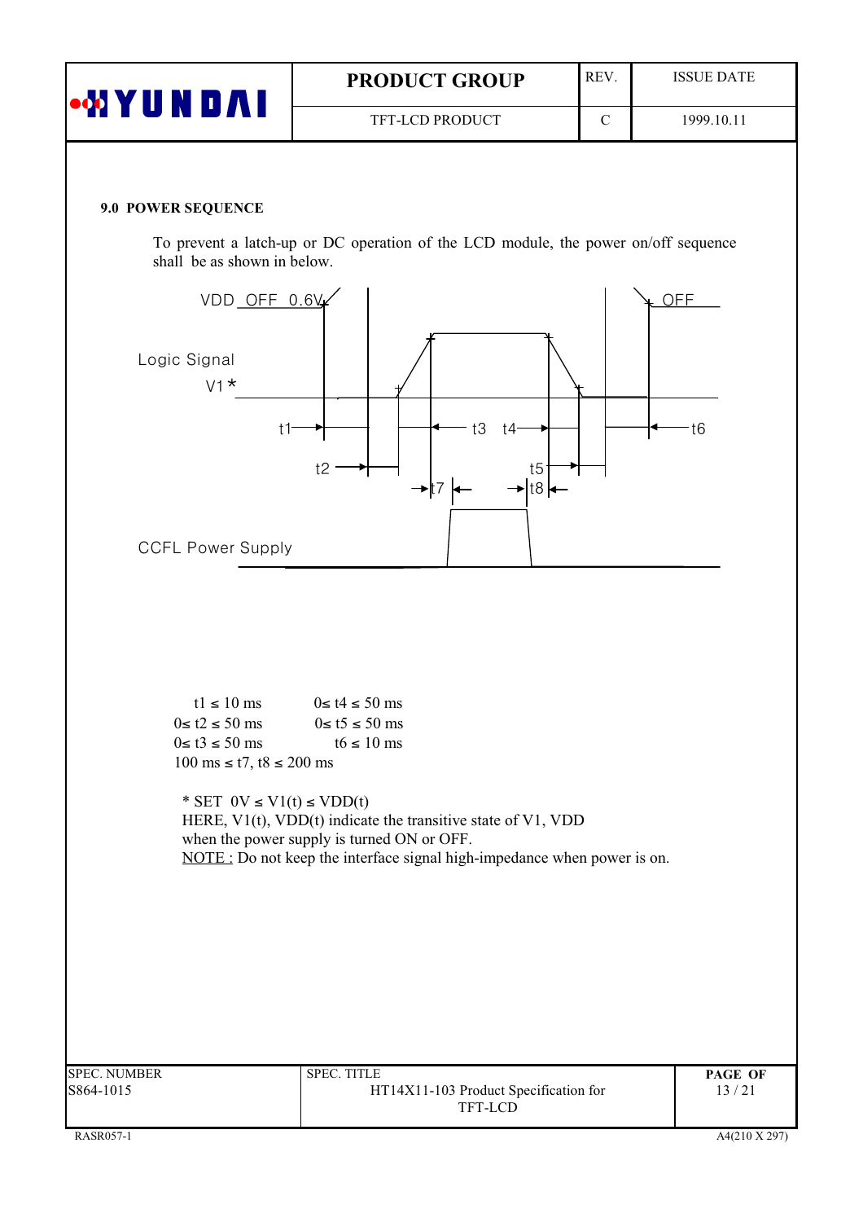## 9.0 POWER SEQUENCE

To prevent a latch-up or DC operation of the LCD module, the power on/off sequence shall be as shown in below.

VDD OFF 0.6V

OFF

Logic Signal

V1 *

t1 t2 t3 t4 t5 t6 t7 t8

CCFL Power Supply

| | |
|---|---|
| t1 ≤ 10 ms | 0≤ t4 ≤ 50 ms |
| 0≤ t2 ≤ 50 ms | 0≤ t5 ≤ 50 ms |
| 0≤ t3 ≤ 50 ms | t6 ≤ 10 ms |

100 ms ≤ t7, t8 ≤ 200 ms

\* SET 0V ≤ V1(t) ≤ VDD(t)
HERE, V1(t), VDD(t) indicate the transitive state of V1, VDD when the power supply is turned ON or OFF.
NOTE : Do not keep the interface signal high-impedance when power is on.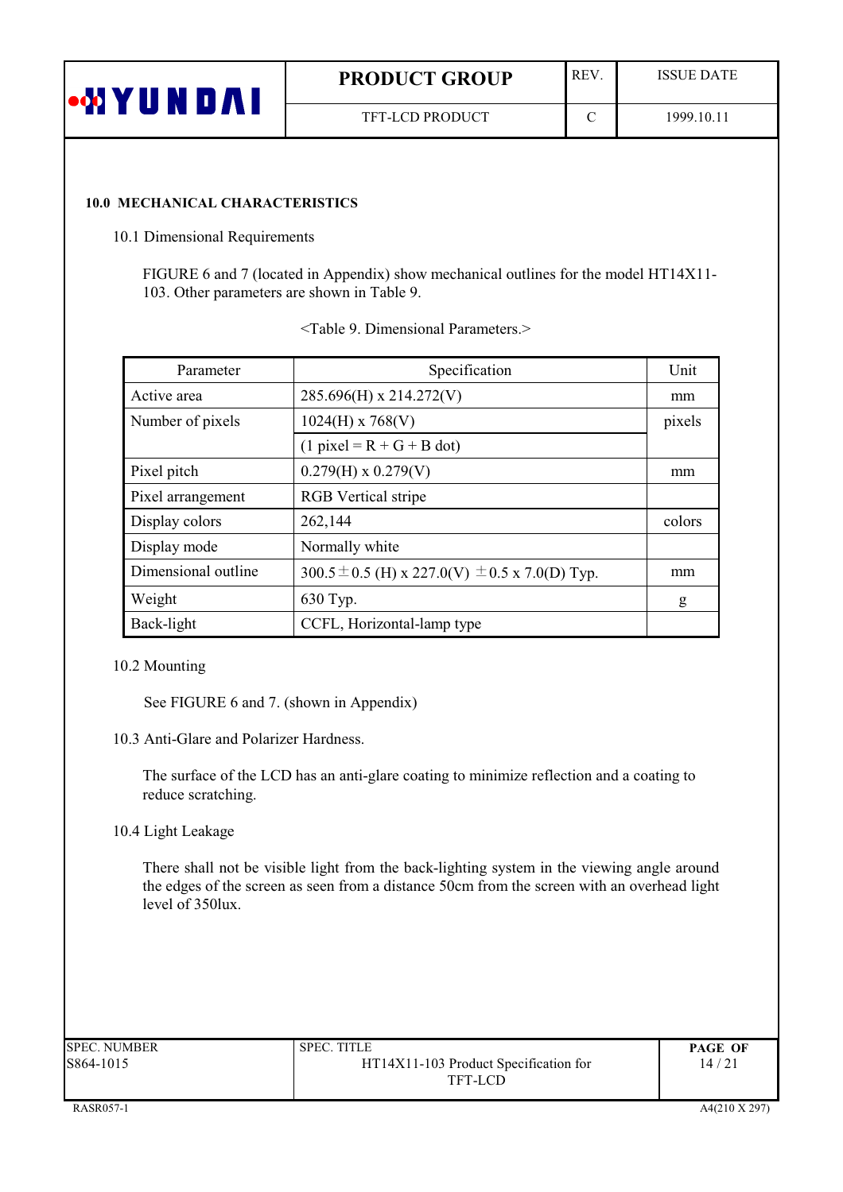## 10.0 MECHANICAL CHARACTERISTICS

### 10.1 Dimensional Requirements

FIGURE 6 and 7 (located in Appendix) show mechanical outlines for the model HT14X11-103. Other parameters are shown in Table 9.

<Table 9. Dimensional Parameters.>

| Parameter | Specification | Unit |
|---|---|---|
| Active area | 285.696(H) x 214.272(V) | mm |
| Number of pixels | 1024(H) x 768(V) | pixels |
| | (1 pixel = R + G + B dot) | |
| Pixel pitch | 0.279(H) x 0.279(V) | mm |
| Pixel arrangement | RGB Vertical stripe | |
| Display colors | 262,144 | colors |
| Display mode | Normally white | |
| Dimensional outline | 300.5 ± 0.5 (H) x 227.0(V) ± 0.5 x 7.0(D) Typ. | mm |
| Weight | 630 Typ. | g |
| Back-light | CCFL, Horizontal-lamp type | |

### 10.2 Mounting

See FIGURE 6 and 7. (shown in Appendix)

### 10.3 Anti-Glare and Polarizer Hardness.

The surface of the LCD has an anti-glare coating to minimize reflection and a coating to reduce scratching.

### 10.4 Light Leakage

There shall not be visible light from the back-lighting system in the viewing angle around the edges of the screen as seen from a distance 50cm from the screen with an overhead light level of 350lux.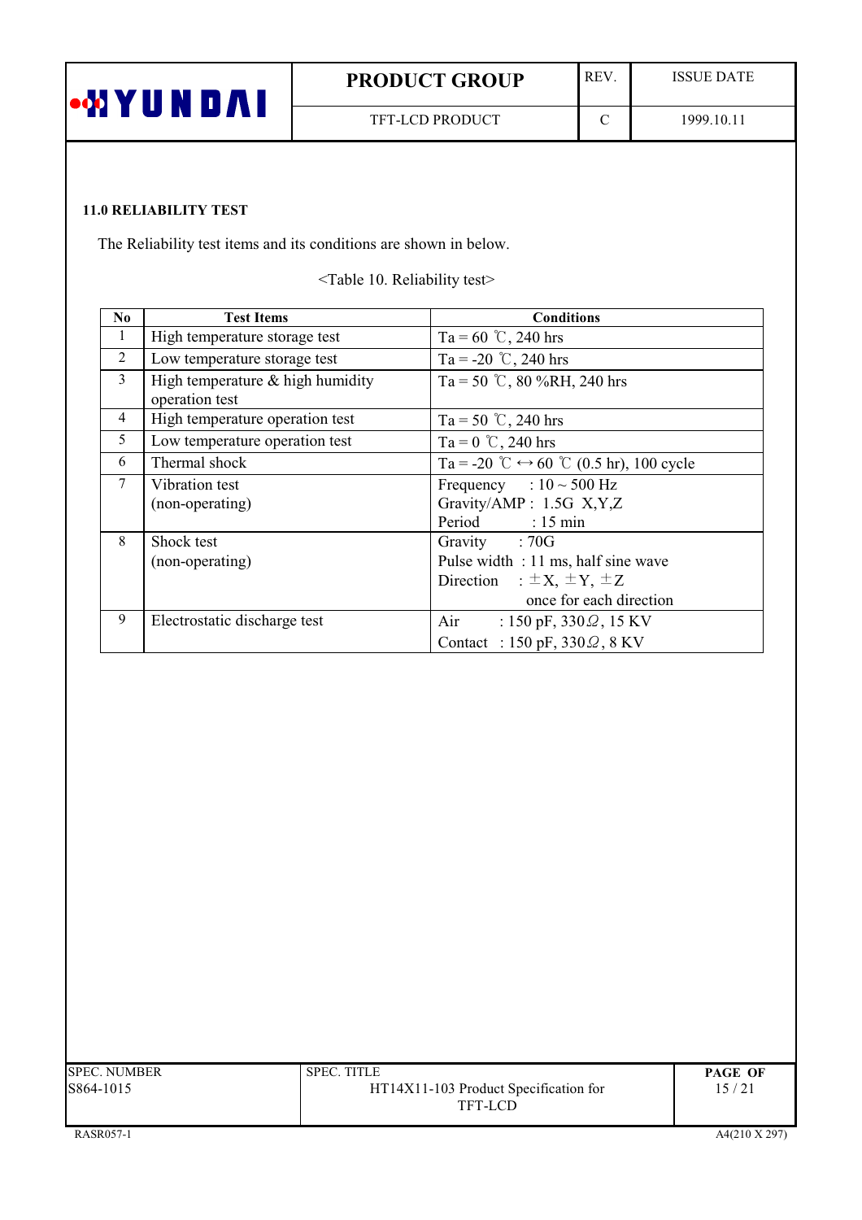### 11.0 RELIABILITY TEST

The Reliability test items and its conditions are shown in below.

<Table 10. Reliability test>

| No | Test Items | Conditions |
|---|---|---|
| 1 | High temperature storage test | Ta = 60 ℃, 240 hrs |
| 2 | Low temperature storage test | Ta = -20 ℃, 240 hrs |
| 3 | High temperature & high humidity operation test | Ta = 50 ℃, 80 %RH, 240 hrs |
| 4 | High temperature operation test | Ta = 50 ℃, 240 hrs |
| 5 | Low temperature operation test | Ta = 0 ℃, 240 hrs |
| 6 | Thermal shock | Ta = -20 ℃ ↔ 60 ℃ (0.5 hr), 100 cycle |
| 7 | Vibration test (non-operating) | Frequency : 10 ~ 500 Hz<br>Gravity/AMP : 1.5G X,Y,Z<br>Period : 15 min |
| 8 | Shock test (non-operating) | Gravity : 70G<br>Pulse width : 11 ms, half sine wave<br>Direction : ±X, ±Y, ±Z once for each direction |
| 9 | Electrostatic discharge test | Air : 150 pF, 330Ω, 15 KV<br>Contact : 150 pF, 330Ω, 8 KV |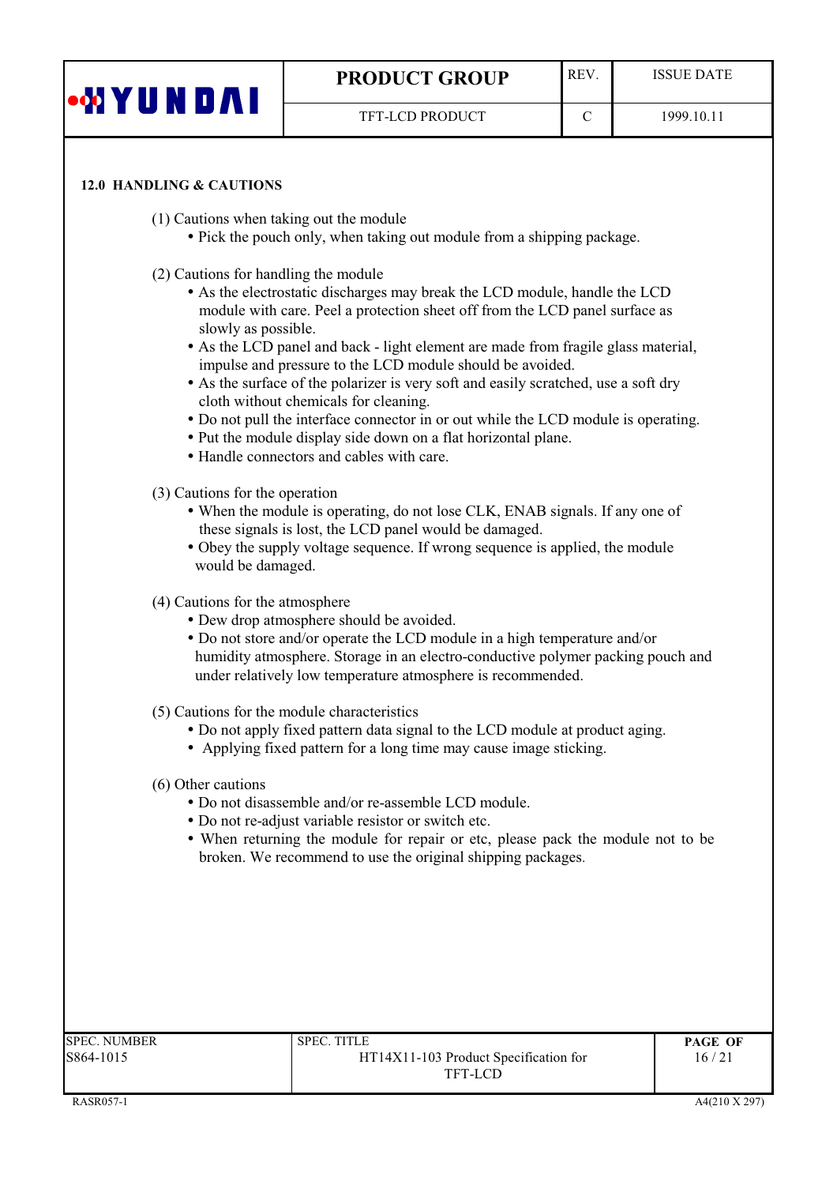## 12.0 HANDLING & CAUTIONS

(1) Cautions when taking out the module

- Pick the pouch only, when taking out module from a shipping package.

(2) Cautions for handling the module

- As the electrostatic discharges may break the LCD module, handle the LCD module with care. Peel a protection sheet off from the LCD panel surface as slowly as possible.
- As the LCD panel and back - light element are made from fragile glass material, impulse and pressure to the LCD module should be avoided.
- As the surface of the polarizer is very soft and easily scratched, use a soft dry cloth without chemicals for cleaning.
- Do not pull the interface connector in or out while the LCD module is operating.
- Put the module display side down on a flat horizontal plane.
- Handle connectors and cables with care.

(3) Cautions for the operation

- When the module is operating, do not lose CLK, ENAB signals. If any one of these signals is lost, the LCD panel would be damaged.
- Obey the supply voltage sequence. If wrong sequence is applied, the module would be damaged.

(4) Cautions for the atmosphere

- Dew drop atmosphere should be avoided.
- Do not store and/or operate the LCD module in a high temperature and/or humidity atmosphere. Storage in an electro-conductive polymer packing pouch and under relatively low temperature atmosphere is recommended.

(5) Cautions for the module characteristics

- Do not apply fixed pattern data signal to the LCD module at product aging.
- Applying fixed pattern for a long time may cause image sticking.

(6) Other cautions

- Do not disassemble and/or re-assemble LCD module.
- Do not re-adjust variable resistor or switch etc.
- When returning the module for repair or etc, please pack the module not to be broken. We recommend to use the original shipping packages.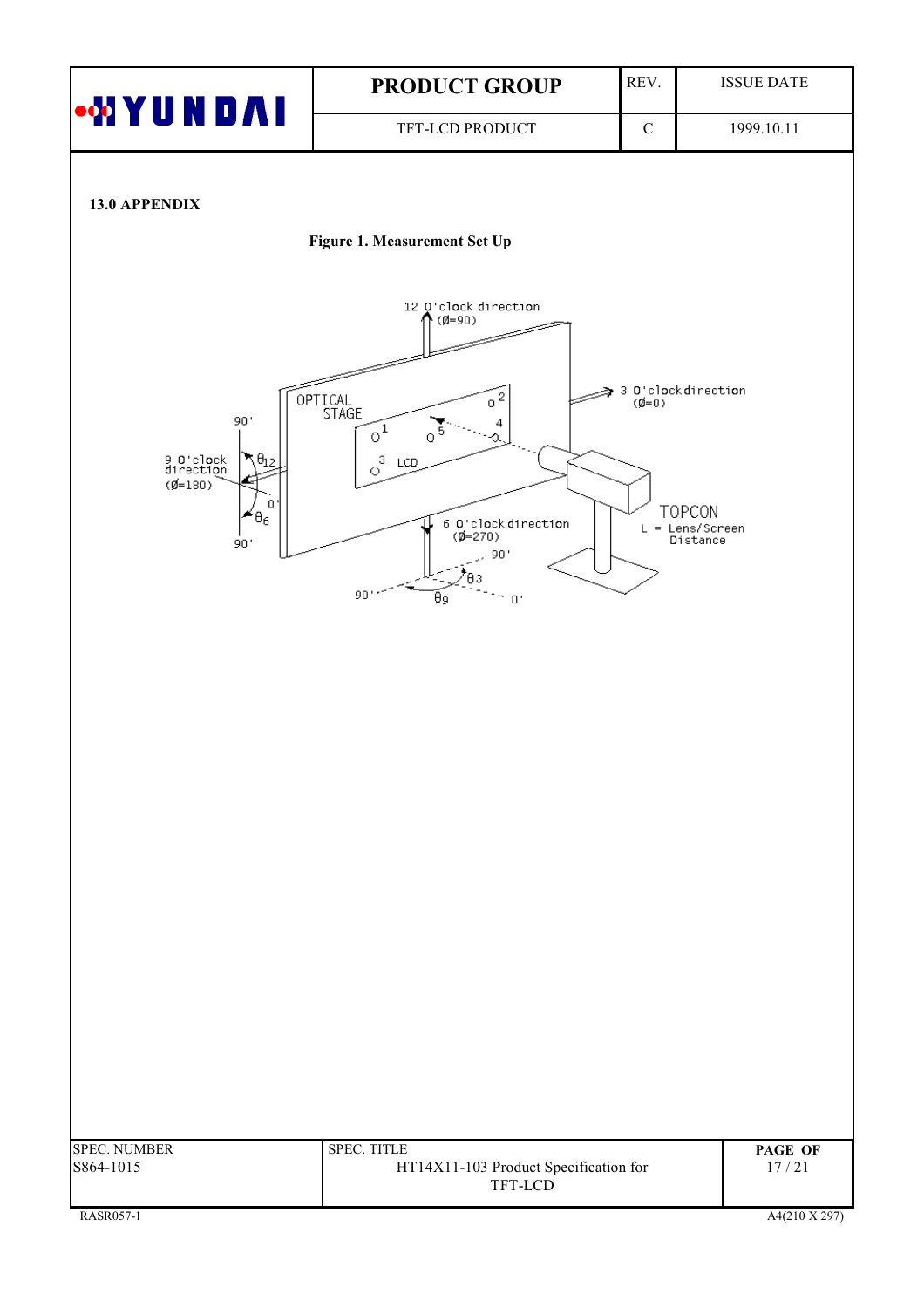**13.0 APPENDIX**

**Figure 1. Measurement Set Up**

12 O'clock direction (Ø=90)

3 O'clock direction (Ø=0)

9 O'clock direction (Ø=180)

6 O'clock direction (Ø=270)

OPTICAL STAGE

LCD

TOPCON

L = Lens/Screen Distance

$\theta_{12}$ $\theta_{6}$ $\theta_{3}$ $\theta_{9}$

90' 0' 90'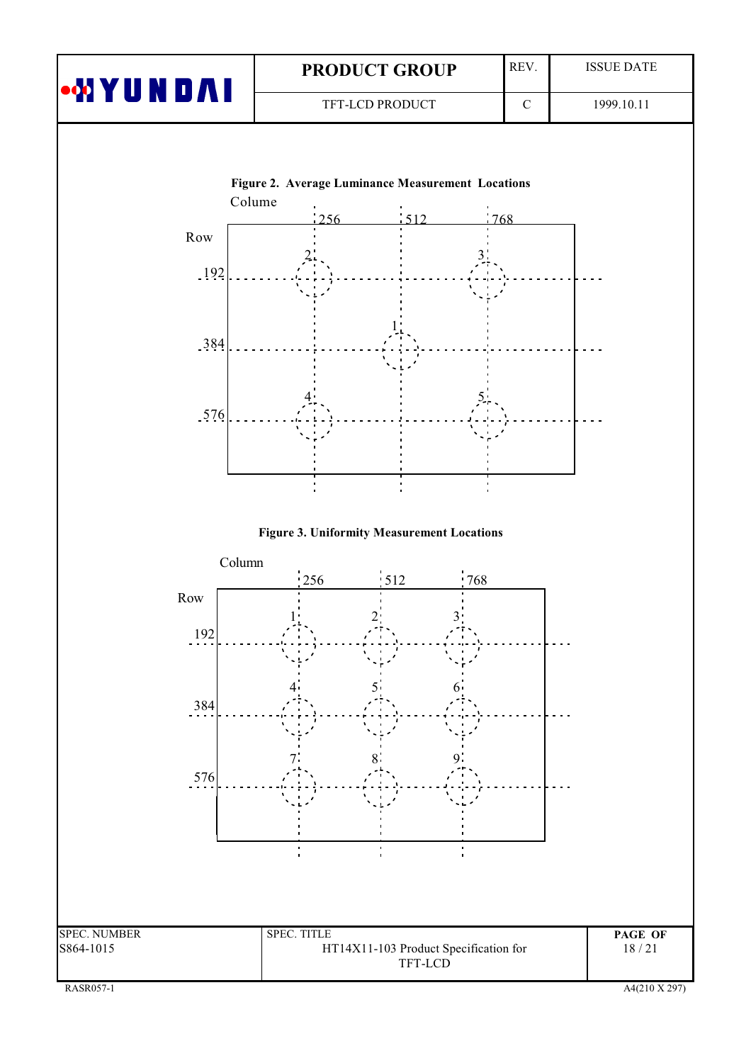**Figure 2. Average Luminance Measurement Locations**

Colume: 256, 512, 768

Row: 192, 384, 576

| Row \ Column | 256 | 512 | 768 |
|---|---|---|---|
| 192 | 2 | | 3 |
| 384 | | 1 | |
| 576 | 4 | | 5 |

**Figure 3. Uniformity Measurement Locations**

Column: 256, 512, 768

Row: 192, 384, 576

| Row \ Column | 256 | 512 | 768 |
|---|---|---|---|
| 192 | 1 | 2 | 3 |
| 384 | 4 | 5 | 6 |
| 576 | 7 | 8 | 9 |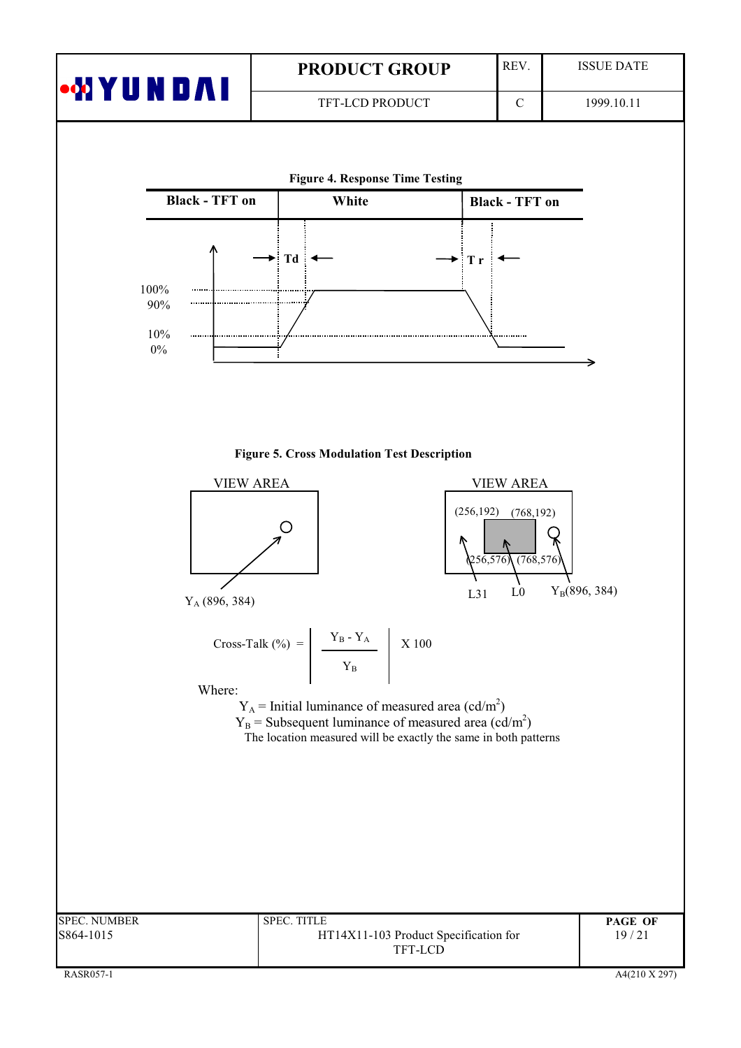**Figure 4. Response Time Testing**

| Black - TFT on | White | Black - TFT on |
|---|---|---|

Td  Tr

100%
90%
10%
0%

**Figure 5. Cross Modulation Test Description**

VIEW AREA

$Y_A$ (896, 384)

VIEW AREA

(256,192) (768,192)
(256,576) (768,576)

L31 L0 $Y_B$(896, 384)

$$\text{Cross-Talk (\%)} = \left| \frac{Y_B - Y_A}{Y_B} \right| \times 100$$

Where:

$Y_A$ = Initial luminance of measured area (cd/m$^2$)
$Y_B$ = Subsequent luminance of measured area (cd/m$^2$)
The location measured will be exactly the same in both patterns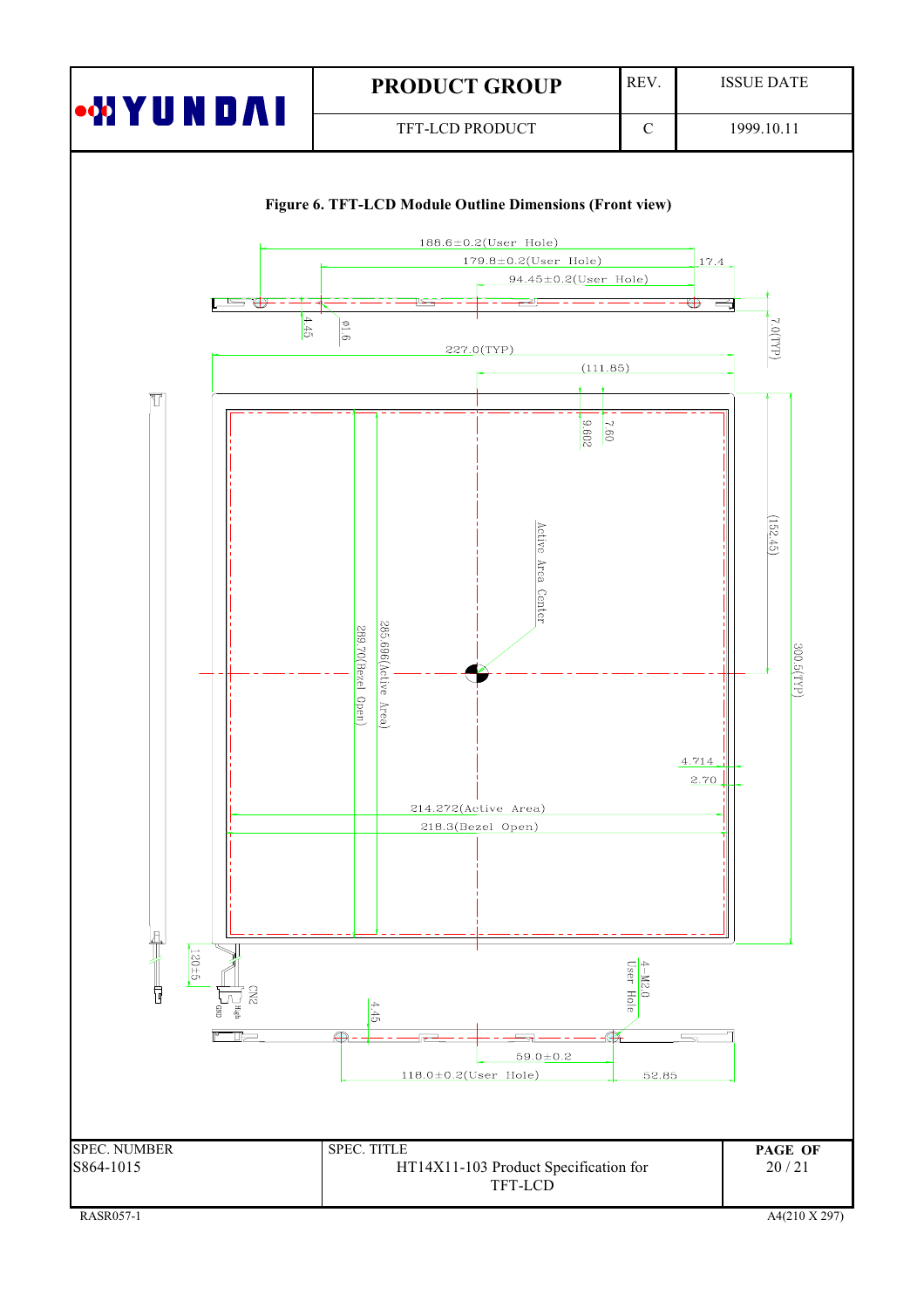**Figure 6. TFT-LCD Module Outline Dimensions (Front view)**

188.6±0.2(User Hole)

179.8±0.2(User Hole)

17.4

94.45±0.2(User Hole)

4.45

ø1.6

7.0(TYP)

227.0(TYP)

(111.85)

9.602

7.60

Active Area Center

(152.45)

289.70(Bezel Open)

285.696(Active Area)

300.5(TYP)

4.714

2.70

214.272(Active Area)

218.3(Bezel Open)

120±5

CN2

GND

High

4.45

4-M2.0 User Hole

59.0±0.2

118.0±0.2(User Hole)

52.85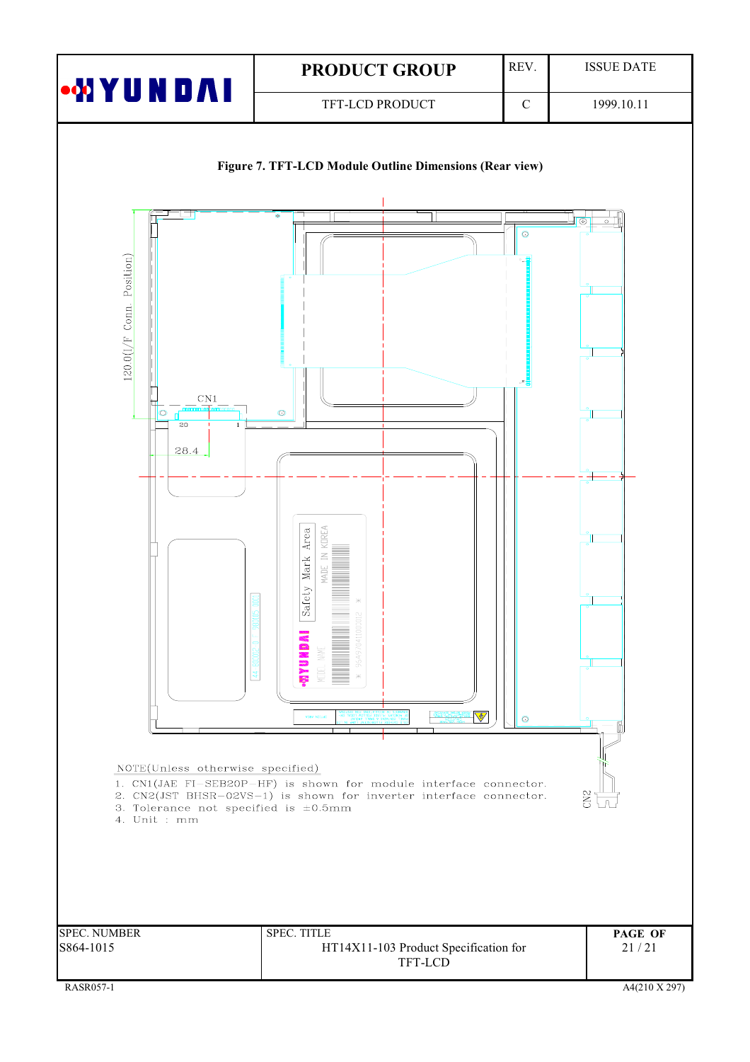**Figure 7. TFT-LCD Module Outline Dimensions (Rear view)**

120.0(I/F Conn. Position)

CN1

20

1

28.4

Safety Mark Area

MADE IN KOREA

CN2

NOTE(Unless otherwise specified)

1. CN1(JAE FI-SEB20P-HF) is shown for module interface connector.
2. CN2(JST BHSR-02VS-1) is shown for inverter interface connector.
3. Tolerance not specified is ±0.5mm
4. Unit : mm